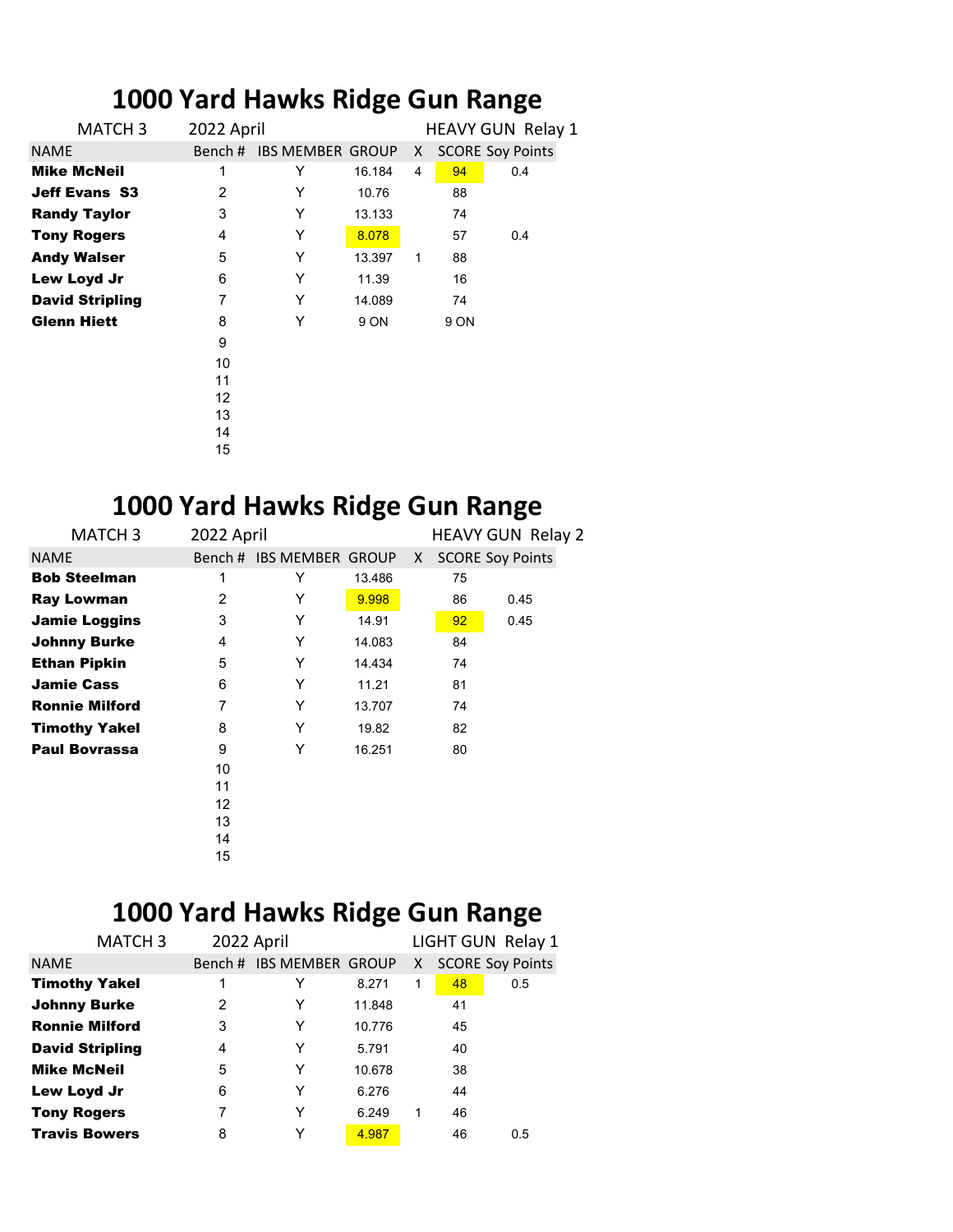# 1000 Yard Hawks Ridge Gun Range

MATCH 3 2022 April HEAVY GUN Relay 1

| NAME | Bench # | IBS MEMBER | GROUP | X | SCORE | Soy Points |
|---|---|---|---|---|---|---|
| **Mike McNeil** | 1 | Y | 16.184 | 4 | 94 | 0.4 |
| **Jeff Evans S3** | 2 | Y | 10.76 | | 88 | |
| **Randy Taylor** | 3 | Y | 13.133 | | 74 | |
| **Tony Rogers** | 4 | Y | 8.078 | | 57 | 0.4 |
| **Andy Walser** | 5 | Y | 13.397 | 1 | 88 | |
| **Lew Loyd Jr** | 6 | Y | 11.39 | | 16 | |
| **David Stripling** | 7 | Y | 14.089 | | 74 | |
| **Glenn Hiett** | 8 | Y | 9 ON | | 9 ON | |
| | 9 | | | | | |
| | 10 | | | | | |
| | 11 | | | | | |
| | 12 | | | | | |
| | 13 | | | | | |
| | 14 | | | | | |
| | 15 | | | | | |

# 1000 Yard Hawks Ridge Gun Range

MATCH 3 2022 April HEAVY GUN Relay 2

| NAME | Bench # | IBS MEMBER | GROUP | X | SCORE | Soy Points |
|---|---|---|---|---|---|---|
| **Bob Steelman** | 1 | Y | 13.486 | | 75 | |
| **Ray Lowman** | 2 | Y | 9.998 | | 86 | 0.45 |
| **Jamie Loggins** | 3 | Y | 14.91 | | 92 | 0.45 |
| **Johnny Burke** | 4 | Y | 14.083 | | 84 | |
| **Ethan Pipkin** | 5 | Y | 14.434 | | 74 | |
| **Jamie Cass** | 6 | Y | 11.21 | | 81 | |
| **Ronnie Milford** | 7 | Y | 13.707 | | 74 | |
| **Timothy Yakel** | 8 | Y | 19.82 | | 82 | |
| **Paul Bovrassa** | 9 | Y | 16.251 | | 80 | |
| | 10 | | | | | |
| | 11 | | | | | |
| | 12 | | | | | |
| | 13 | | | | | |
| | 14 | | | | | |
| | 15 | | | | | |

# 1000 Yard Hawks Ridge Gun Range

MATCH 3 2022 April LIGHT GUN Relay 1

| NAME | Bench # | IBS MEMBER | GROUP | X | SCORE | Soy Points |
|---|---|---|---|---|---|---|
| **Timothy Yakel** | 1 | Y | 8.271 | 1 | 48 | 0.5 |
| **Johnny Burke** | 2 | Y | 11.848 | | 41 | |
| **Ronnie Milford** | 3 | Y | 10.776 | | 45 | |
| **David Stripling** | 4 | Y | 5.791 | | 40 | |
| **Mike McNeil** | 5 | Y | 10.678 | | 38 | |
| **Lew Loyd Jr** | 6 | Y | 6.276 | | 44 | |
| **Tony Rogers** | 7 | Y | 6.249 | 1 | 46 | |
| **Travis Bowers** | 8 | Y | 4.987 | | 46 | 0.5 |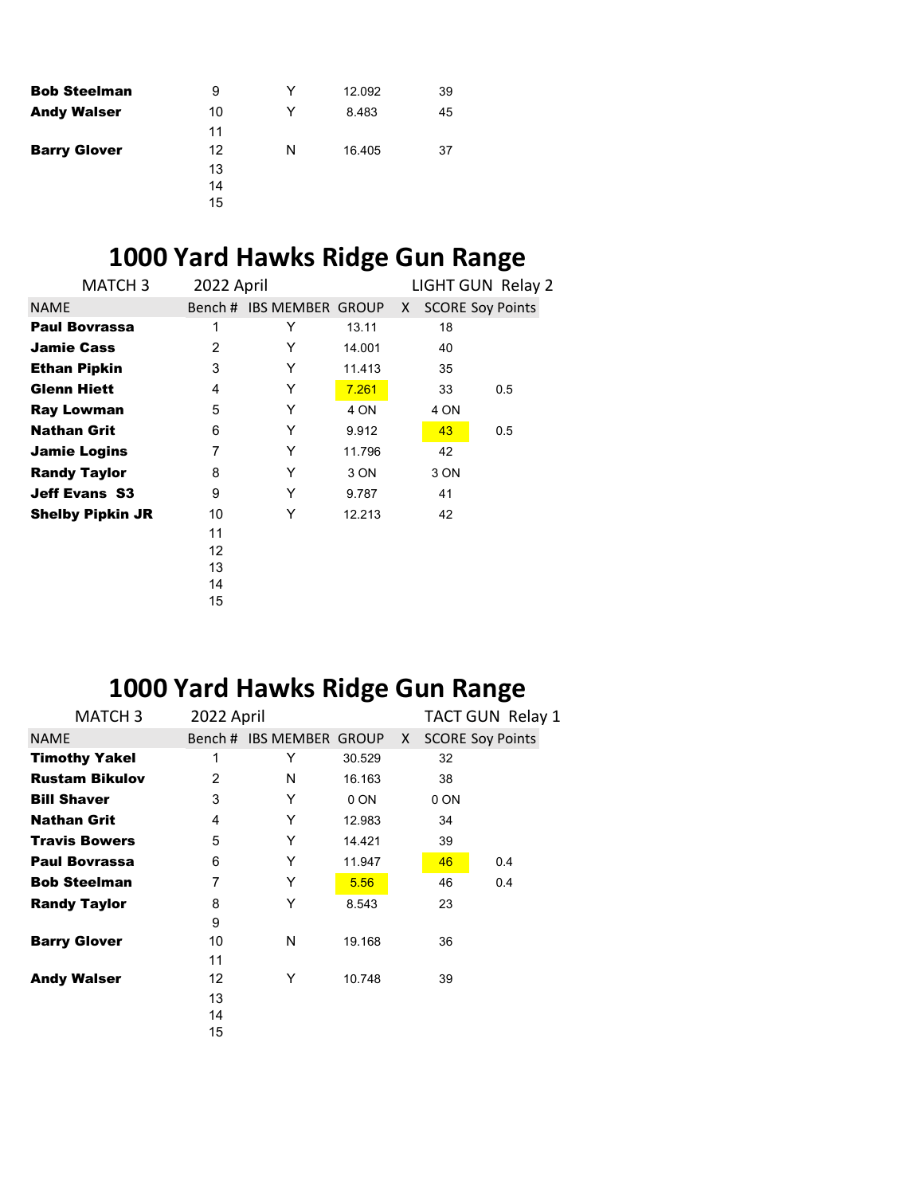| | | | | | | |
|---|---|---|---|---|---|---|
| **Bob Steelman** | 9 | Y | 12.092 | | 39 | |
| **Andy Walser** | 10 | Y | 8.483 | | 45 | |
| | 11 | | | | | |
| **Barry Glover** | 12 | N | 16.405 | | 37 | |
| | 13 | | | | | |
| | 14 | | | | | |
| | 15 | | | | | |

# 1000 Yard Hawks Ridge Gun Range

MATCH 3 2022 April LIGHT GUN Relay 2

| NAME | Bench # | IBS MEMBER | GROUP | X | SCORE | Soy Points |
|---|---|---|---|---|---|---|
| **Paul Bovrassa** | 1 | Y | 13.11 | | 18 | |
| **Jamie Cass** | 2 | Y | 14.001 | | 40 | |
| **Ethan Pipkin** | 3 | Y | 11.413 | | 35 | |
| **Glenn Hiett** | 4 | Y | 7.261 | | 33 | 0.5 |
| **Ray Lowman** | 5 | Y | 4 ON | | 4 ON | |
| **Nathan Grit** | 6 | Y | 9.912 | | 43 | 0.5 |
| **Jamie Logins** | 7 | Y | 11.796 | | 42 | |
| **Randy Taylor** | 8 | Y | 3 ON | | 3 ON | |
| **Jeff Evans S3** | 9 | Y | 9.787 | | 41 | |
| **Shelby Pipkin JR** | 10 | Y | 12.213 | | 42 | |
| | 11 | | | | | |
| | 12 | | | | | |
| | 13 | | | | | |
| | 14 | | | | | |
| | 15 | | | | | |

# 1000 Yard Hawks Ridge Gun Range

MATCH 3 2022 April TACT GUN Relay 1

| NAME | Bench # | IBS MEMBER | GROUP | X | SCORE | Soy Points |
|---|---|---|---|---|---|---|
| **Timothy Yakel** | 1 | Y | 30.529 | | 32 | |
| **Rustam Bikulov** | 2 | N | 16.163 | | 38 | |
| **Bill Shaver** | 3 | Y | 0 ON | | 0 ON | |
| **Nathan Grit** | 4 | Y | 12.983 | | 34 | |
| **Travis Bowers** | 5 | Y | 14.421 | | 39 | |
| **Paul Bovrassa** | 6 | Y | 11.947 | | 46 | 0.4 |
| **Bob Steelman** | 7 | Y | 5.56 | | 46 | 0.4 |
| **Randy Taylor** | 8 | Y | 8.543 | | 23 | |
| | 9 | | | | | |
| **Barry Glover** | 10 | N | 19.168 | | 36 | |
| | 11 | | | | | |
| **Andy Walser** | 12 | Y | 10.748 | | 39 | |
| | 13 | | | | | |
| | 14 | | | | | |
| | 15 | | | | | |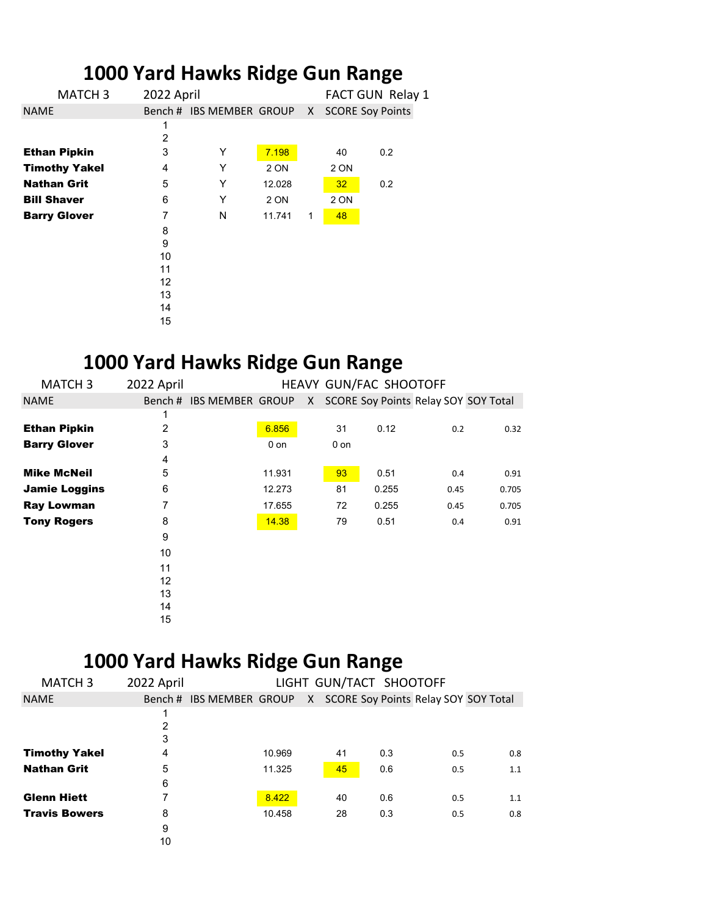# 1000 Yard Hawks Ridge Gun Range

MATCH 3 | 2022 April | FACT GUN Relay 1

| NAME | Bench # | IBS MEMBER | GROUP | X | SCORE | Soy Points |
|---|---|---|---|---|---|---|
| | 1 | | | | | |
| | 2 | | | | | |
| **Ethan Pipkin** | 3 | Y | 7.198 | | 40 | 0.2 |
| **Timothy Yakel** | 4 | Y | 2 ON | | 2 ON | |
| **Nathan Grit** | 5 | Y | 12.028 | | 32 | 0.2 |
| **Bill Shaver** | 6 | Y | 2 ON | | 2 ON | |
| **Barry Glover** | 7 | N | 11.741 | 1 | 48 | |
| | 8 | | | | | |
| | 9 | | | | | |
| | 10 | | | | | |
| | 11 | | | | | |
| | 12 | | | | | |
| | 13 | | | | | |
| | 14 | | | | | |
| | 15 | | | | | |

# 1000 Yard Hawks Ridge Gun Range

MATCH 3 | 2022 April | HEAVY GUN/FAC SHOOTOFF

| NAME | Bench # | IBS MEMBER | GROUP | X | SCORE | Soy Points | Relay SOY | SOY Total |
|---|---|---|---|---|---|---|---|---|
| | 1 | | | | | | | |
| **Ethan Pipkin** | 2 | | 6.856 | | 31 | 0.12 | 0.2 | 0.32 |
| **Barry Glover** | 3 | | 0 on | | 0 on | | | |
| | 4 | | | | | | | |
| **Mike McNeil** | 5 | | 11.931 | | 93 | 0.51 | 0.4 | 0.91 |
| **Jamie Loggins** | 6 | | 12.273 | | 81 | 0.255 | 0.45 | 0.705 |
| **Ray Lowman** | 7 | | 17.655 | | 72 | 0.255 | 0.45 | 0.705 |
| **Tony Rogers** | 8 | | 14.38 | | 79 | 0.51 | 0.4 | 0.91 |
| | 9 | | | | | | | |
| | 10 | | | | | | | |
| | 11 | | | | | | | |
| | 12 | | | | | | | |
| | 13 | | | | | | | |
| | 14 | | | | | | | |
| | 15 | | | | | | | |

# 1000 Yard Hawks Ridge Gun Range

MATCH 3 | 2022 April | LIGHT GUN/TACT SHOOTOFF

| NAME | Bench # | IBS MEMBER | GROUP | X | SCORE | Soy Points | Relay SOY | SOY Total |
|---|---|---|---|---|---|---|---|---|
| | 1 | | | | | | | |
| | 2 | | | | | | | |
| | 3 | | | | | | | |
| **Timothy Yakel** | 4 | | 10.969 | | 41 | 0.3 | 0.5 | 0.8 |
| **Nathan Grit** | 5 | | 11.325 | | 45 | 0.6 | 0.5 | 1.1 |
| | 6 | | | | | | | |
| **Glenn Hiett** | 7 | | 8.422 | | 40 | 0.6 | 0.5 | 1.1 |
| **Travis Bowers** | 8 | | 10.458 | | 28 | 0.3 | 0.5 | 0.8 |
| | 9 | | | | | | | |
| | 10 | | | | | | | |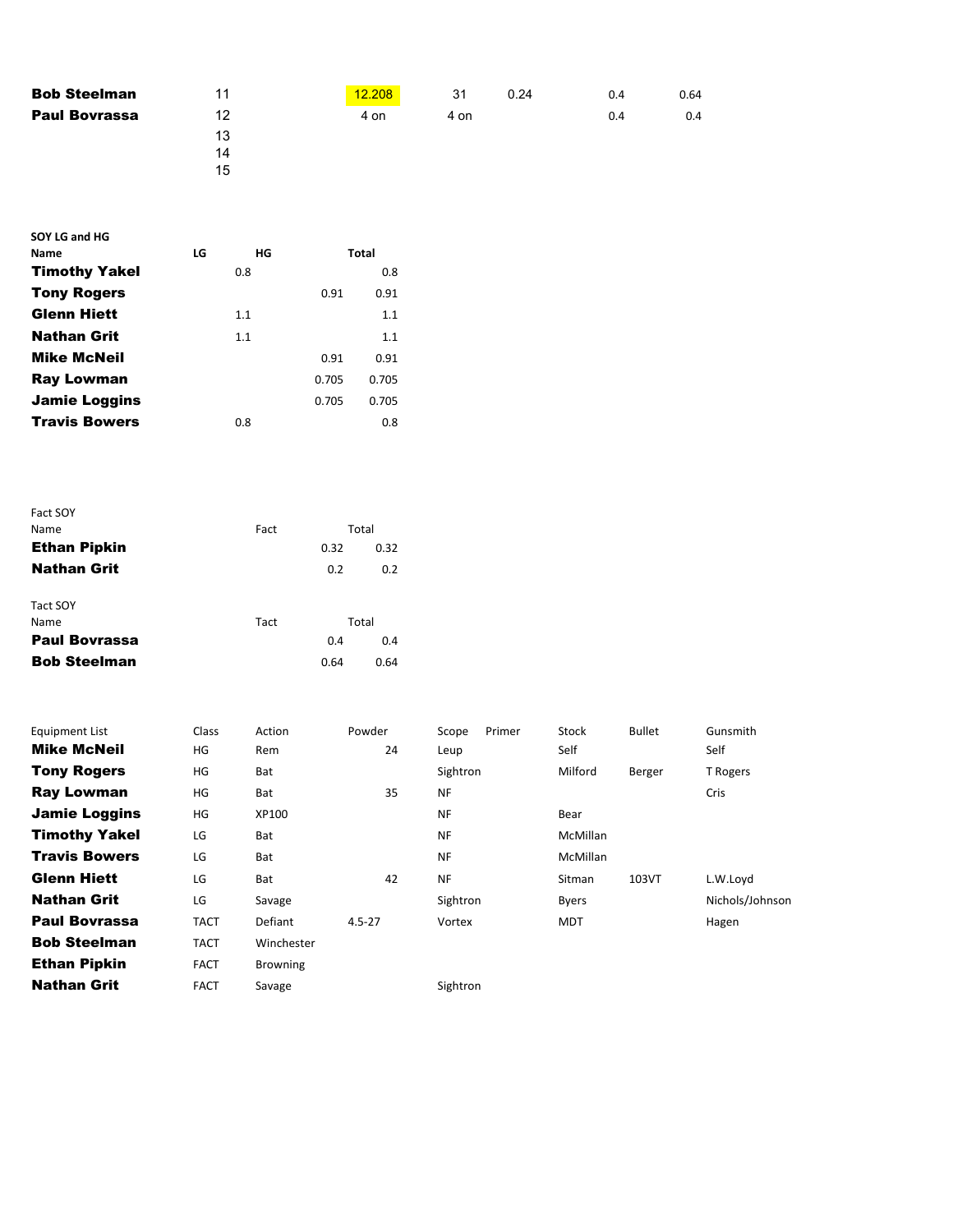| | | | | | | |
|---|---|---|---|---|---|---|
| **Bob Steelman** | 11 | 12.208 | 31 | 0.24 | 0.4 | 0.64 |
| **Paul Bovrassa** | 12 | 4 on | 4 on | | 0.4 | 0.4 |
| | 13 | | | | | |
| | 14 | | | | | |
| | 15 | | | | | |

SOY LG and HG

| Name | LG | HG | Total |
|---|---|---|---|
| **Timothy Yakel** | 0.8 | | 0.8 |
| **Tony Rogers** | | 0.91 | 0.91 |
| **Glenn Hiett** | 1.1 | | 1.1 |
| **Nathan Grit** | 1.1 | | 1.1 |
| **Mike McNeil** | | 0.91 | 0.91 |
| **Ray Lowman** | | 0.705 | 0.705 |
| **Jamie Loggins** | | 0.705 | 0.705 |
| **Travis Bowers** | 0.8 | | 0.8 |

Fact SOY

| Name | Fact | Total |
|---|---|---|
| **Ethan Pipkin** | 0.32 | 0.32 |
| **Nathan Grit** | 0.2 | 0.2 |

Tact SOY

| Name | Tact | Total |
|---|---|---|
| **Paul Bovrassa** | 0.4 | 0.4 |
| **Bob Steelman** | 0.64 | 0.64 |

| Equipment List | Class | Action | Powder | Scope | Primer | Stock | Bullet | Gunsmith |
|---|---|---|---|---|---|---|---|---|
| **Mike McNeil** | HG | Rem | 24 | Leup | | Self | | Self |
| **Tony Rogers** | HG | Bat | | Sightron | | Milford | Berger | T Rogers |
| **Ray Lowman** | HG | Bat | 35 | NF | | | | Cris |
| **Jamie Loggins** | HG | XP100 | | NF | | Bear | | |
| **Timothy Yakel** | LG | Bat | | NF | | McMillan | | |
| **Travis Bowers** | LG | Bat | | NF | | McMillan | | |
| **Glenn Hiett** | LG | Bat | 42 | NF | | Sitman | 103VT | L.W.Loyd |
| **Nathan Grit** | LG | Savage | | Sightron | | Byers | | Nichols/Johnson |
| **Paul Bovrassa** | TACT | Defiant | 4.5-27 | Vortex | | MDT | | Hagen |
| **Bob Steelman** | TACT | Winchester | | | | | | |
| **Ethan Pipkin** | FACT | Browning | | | | | | |
| **Nathan Grit** | FACT | Savage | | Sightron | | | | |